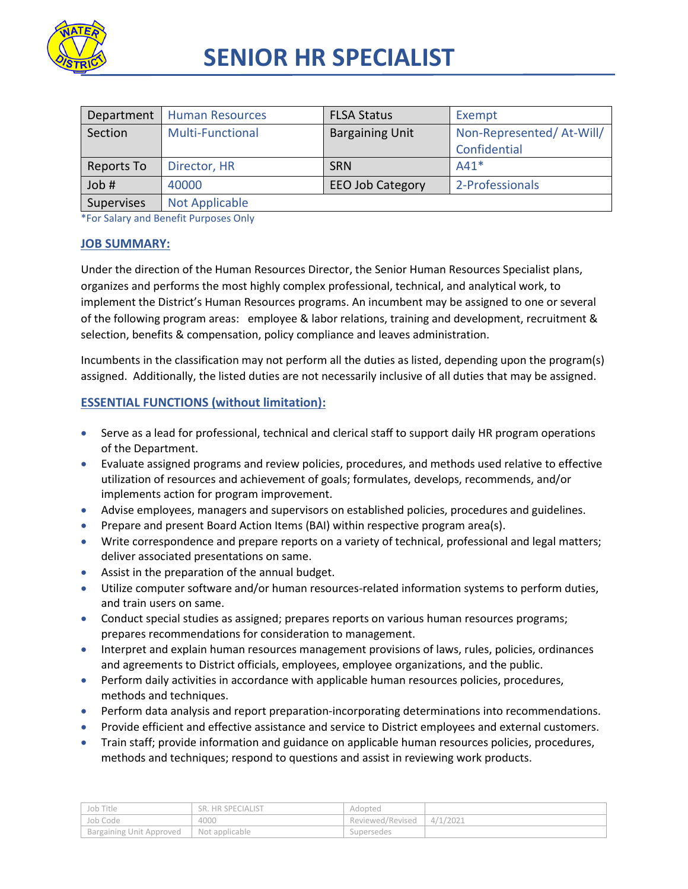# SENIOR HR SPECIALIST

| Department | Human Resources | FLSA Status | Exempt |
|---|---|---|---|
| Section | Multi-Functional | Bargaining Unit | Non-Represented/ At-Will/ Confidential |
| Reports To | Director, HR | SRN | A41* |
| Job # | 40000 | EEO Job Category | 2-Professionals |
| Supervises | Not Applicable | | |

*For Salary and Benefit Purposes Only

## JOB SUMMARY:

Under the direction of the Human Resources Director, the Senior Human Resources Specialist plans, organizes and performs the most highly complex professional, technical, and analytical work, to implement the District's Human Resources programs. An incumbent may be assigned to one or several of the following program areas: employee & labor relations, training and development, recruitment & selection, benefits & compensation, policy compliance and leaves administration.

Incumbents in the classification may not perform all the duties as listed, depending upon the program(s) assigned. Additionally, the listed duties are not necessarily inclusive of all duties that may be assigned.

## ESSENTIAL FUNCTIONS (without limitation):

- Serve as a lead for professional, technical and clerical staff to support daily HR program operations of the Department.
- Evaluate assigned programs and review policies, procedures, and methods used relative to effective utilization of resources and achievement of goals; formulates, develops, recommends, and/or implements action for program improvement.
- Advise employees, managers and supervisors on established policies, procedures and guidelines.
- Prepare and present Board Action Items (BAI) within respective program area(s).
- Write correspondence and prepare reports on a variety of technical, professional and legal matters; deliver associated presentations on same.
- Assist in the preparation of the annual budget.
- Utilize computer software and/or human resources-related information systems to perform duties, and train users on same.
- Conduct special studies as assigned; prepares reports on various human resources programs; prepares recommendations for consideration to management.
- Interpret and explain human resources management provisions of laws, rules, policies, ordinances and agreements to District officials, employees, employee organizations, and the public.
- Perform daily activities in accordance with applicable human resources policies, procedures, methods and techniques.
- Perform data analysis and report preparation-incorporating determinations into recommendations.
- Provide efficient and effective assistance and service to District employees and external customers.
- Train staff; provide information and guidance on applicable human resources policies, procedures, methods and techniques; respond to questions and assist in reviewing work products.

| Job Title | SR. HR SPECIALIST | Adopted | |
|---|---|---|---|
| Job Code | 4000 | Reviewed/Revised | 4/1/2021 |
| Bargaining Unit Approved | Not applicable | Supersedes | |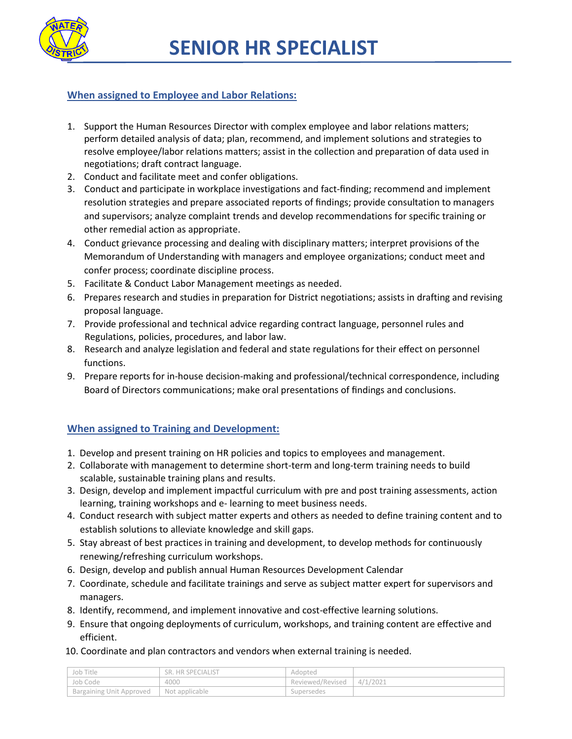# SENIOR HR SPECIALIST

## When assigned to Employee and Labor Relations:

1. Support the Human Resources Director with complex employee and labor relations matters; perform detailed analysis of data; plan, recommend, and implement solutions and strategies to resolve employee/labor relations matters; assist in the collection and preparation of data used in negotiations; draft contract language.
2. Conduct and facilitate meet and confer obligations.
3. Conduct and participate in workplace investigations and fact-finding; recommend and implement resolution strategies and prepare associated reports of findings; provide consultation to managers and supervisors; analyze complaint trends and develop recommendations for specific training or other remedial action as appropriate.
4. Conduct grievance processing and dealing with disciplinary matters; interpret provisions of the Memorandum of Understanding with managers and employee organizations; conduct meet and confer process; coordinate discipline process.
5. Facilitate & Conduct Labor Management meetings as needed.
6. Prepares research and studies in preparation for District negotiations; assists in drafting and revising proposal language.
7. Provide professional and technical advice regarding contract language, personnel rules and Regulations, policies, procedures, and labor law.
8. Research and analyze legislation and federal and state regulations for their effect on personnel functions.
9. Prepare reports for in-house decision-making and professional/technical correspondence, including Board of Directors communications; make oral presentations of findings and conclusions.

## When assigned to Training and Development:

1. Develop and present training on HR policies and topics to employees and management.
2. Collaborate with management to determine short-term and long-term training needs to build scalable, sustainable training plans and results.
3. Design, develop and implement impactful curriculum with pre and post training assessments, action learning, training workshops and e- learning to meet business needs.
4. Conduct research with subject matter experts and others as needed to define training content and to establish solutions to alleviate knowledge and skill gaps.
5. Stay abreast of best practices in training and development, to develop methods for continuously renewing/refreshing curriculum workshops.
6. Design, develop and publish annual Human Resources Development Calendar
7. Coordinate, schedule and facilitate trainings and serve as subject matter expert for supervisors and managers.
8. Identify, recommend, and implement innovative and cost-effective learning solutions.
9. Ensure that ongoing deployments of curriculum, workshops, and training content are effective and efficient.
10. Coordinate and plan contractors and vendors when external training is needed.

| Job Title | SR. HR SPECIALIST | Adopted | |
|---|---|---|---|
| Job Code | 4000 | Reviewed/Revised | 4/1/2021 |
| Bargaining Unit Approved | Not applicable | Supersedes | |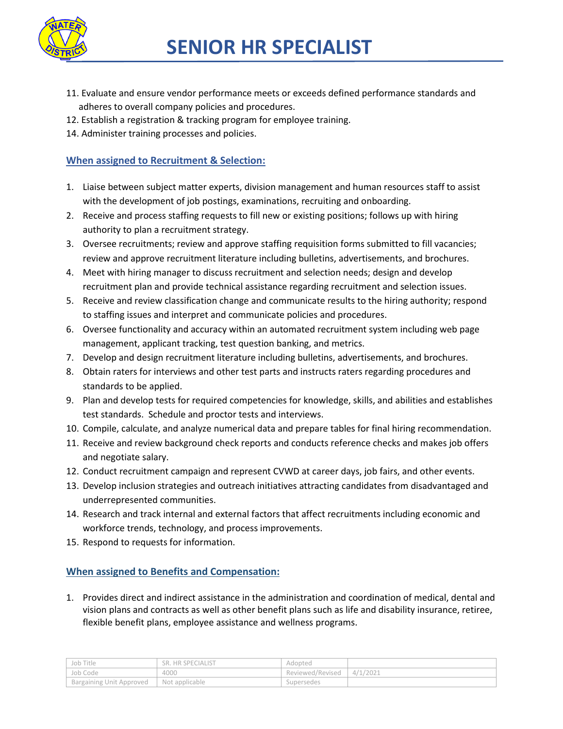11. Evaluate and ensure vendor performance meets or exceeds defined performance standards and adheres to overall company policies and procedures.
12. Establish a registration & tracking program for employee training.
14. Administer training processes and policies.

### When assigned to Recruitment & Selection:

1. Liaise between subject matter experts, division management and human resources staff to assist with the development of job postings, examinations, recruiting and onboarding.
2. Receive and process staffing requests to fill new or existing positions; follows up with hiring authority to plan a recruitment strategy.
3. Oversee recruitments; review and approve staffing requisition forms submitted to fill vacancies; review and approve recruitment literature including bulletins, advertisements, and brochures.
4. Meet with hiring manager to discuss recruitment and selection needs; design and develop recruitment plan and provide technical assistance regarding recruitment and selection issues.
5. Receive and review classification change and communicate results to the hiring authority; respond to staffing issues and interpret and communicate policies and procedures.
6. Oversee functionality and accuracy within an automated recruitment system including web page management, applicant tracking, test question banking, and metrics.
7. Develop and design recruitment literature including bulletins, advertisements, and brochures.
8. Obtain raters for interviews and other test parts and instructs raters regarding procedures and standards to be applied.
9. Plan and develop tests for required competencies for knowledge, skills, and abilities and establishes test standards. Schedule and proctor tests and interviews.
10. Compile, calculate, and analyze numerical data and prepare tables for final hiring recommendation.
11. Receive and review background check reports and conducts reference checks and makes job offers and negotiate salary.
12. Conduct recruitment campaign and represent CVWD at career days, job fairs, and other events.
13. Develop inclusion strategies and outreach initiatives attracting candidates from disadvantaged and underrepresented communities.
14. Research and track internal and external factors that affect recruitments including economic and workforce trends, technology, and process improvements.
15. Respond to requests for information.

### When assigned to Benefits and Compensation:

1. Provides direct and indirect assistance in the administration and coordination of medical, dental and vision plans and contracts as well as other benefit plans such as life and disability insurance, retiree, flexible benefit plans, employee assistance and wellness programs.

| Job Title | SR. HR SPECIALIST | Adopted | |
|---|---|---|---|
| Job Code | 4000 | Reviewed/Revised | 4/1/2021 |
| Bargaining Unit Approved | Not applicable | Supersedes | |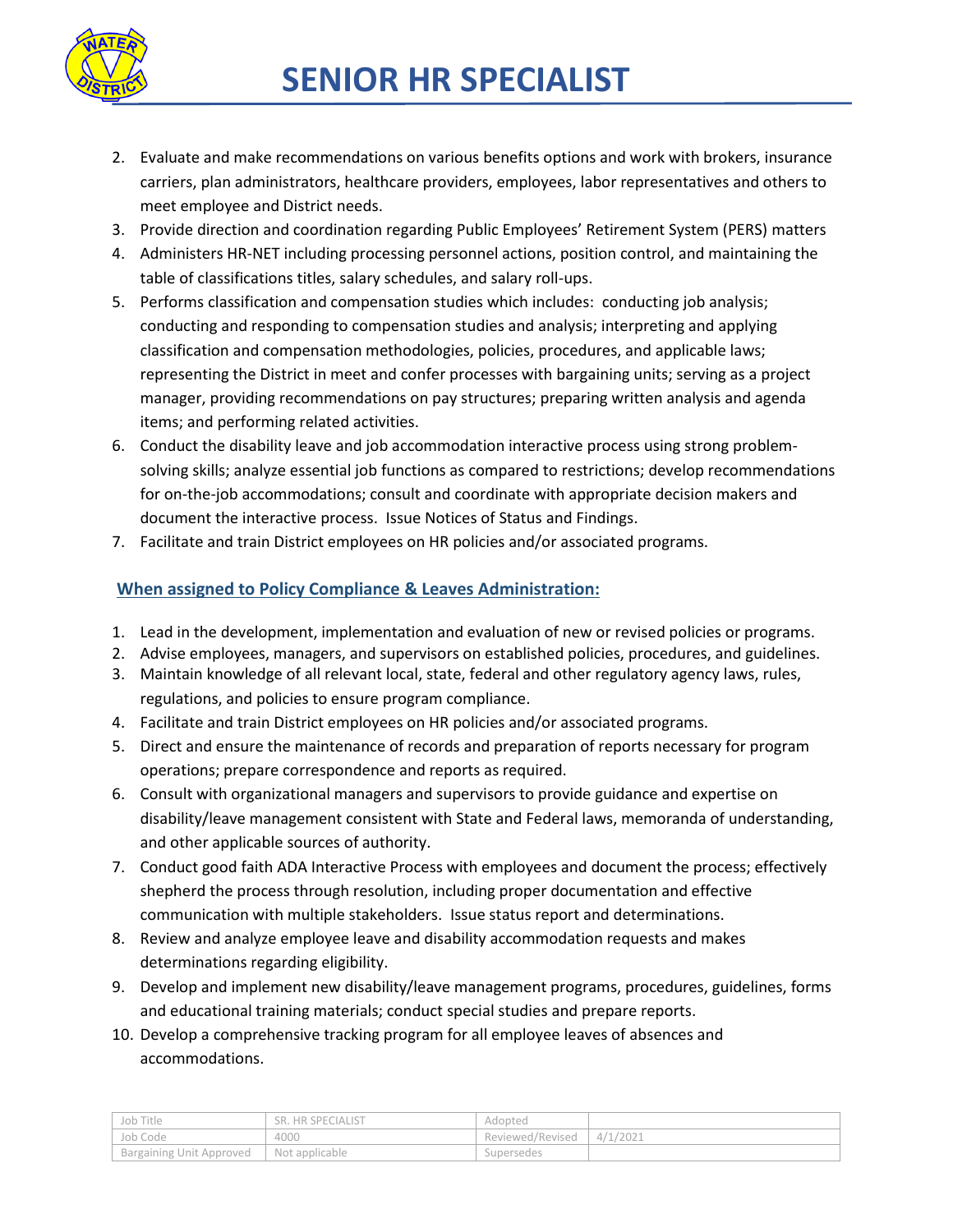# SENIOR HR SPECIALIST

2. Evaluate and make recommendations on various benefits options and work with brokers, insurance carriers, plan administrators, healthcare providers, employees, labor representatives and others to meet employee and District needs.
3. Provide direction and coordination regarding Public Employees' Retirement System (PERS) matters
4. Administers HR-NET including processing personnel actions, position control, and maintaining the table of classifications titles, salary schedules, and salary roll-ups.
5. Performs classification and compensation studies which includes: conducting job analysis; conducting and responding to compensation studies and analysis; interpreting and applying classification and compensation methodologies, policies, procedures, and applicable laws; representing the District in meet and confer processes with bargaining units; serving as a project manager, providing recommendations on pay structures; preparing written analysis and agenda items; and performing related activities.
6. Conduct the disability leave and job accommodation interactive process using strong problem-solving skills; analyze essential job functions as compared to restrictions; develop recommendations for on-the-job accommodations; consult and coordinate with appropriate decision makers and document the interactive process. Issue Notices of Status and Findings.
7. Facilitate and train District employees on HR policies and/or associated programs.

### When assigned to Policy Compliance & Leaves Administration:

1. Lead in the development, implementation and evaluation of new or revised policies or programs.
2. Advise employees, managers, and supervisors on established policies, procedures, and guidelines.
3. Maintain knowledge of all relevant local, state, federal and other regulatory agency laws, rules, regulations, and policies to ensure program compliance.
4. Facilitate and train District employees on HR policies and/or associated programs.
5. Direct and ensure the maintenance of records and preparation of reports necessary for program operations; prepare correspondence and reports as required.
6. Consult with organizational managers and supervisors to provide guidance and expertise on disability/leave management consistent with State and Federal laws, memoranda of understanding, and other applicable sources of authority.
7. Conduct good faith ADA Interactive Process with employees and document the process; effectively shepherd the process through resolution, including proper documentation and effective communication with multiple stakeholders. Issue status report and determinations.
8. Review and analyze employee leave and disability accommodation requests and makes determinations regarding eligibility.
9. Develop and implement new disability/leave management programs, procedures, guidelines, forms and educational training materials; conduct special studies and prepare reports.
10. Develop a comprehensive tracking program for all employee leaves of absences and accommodations.

| Job Title | SR. HR SPECIALIST | Adopted | |
|---|---|---|---|
| Job Code | 4000 | Reviewed/Revised | 4/1/2021 |
| Bargaining Unit Approved | Not applicable | Supersedes | |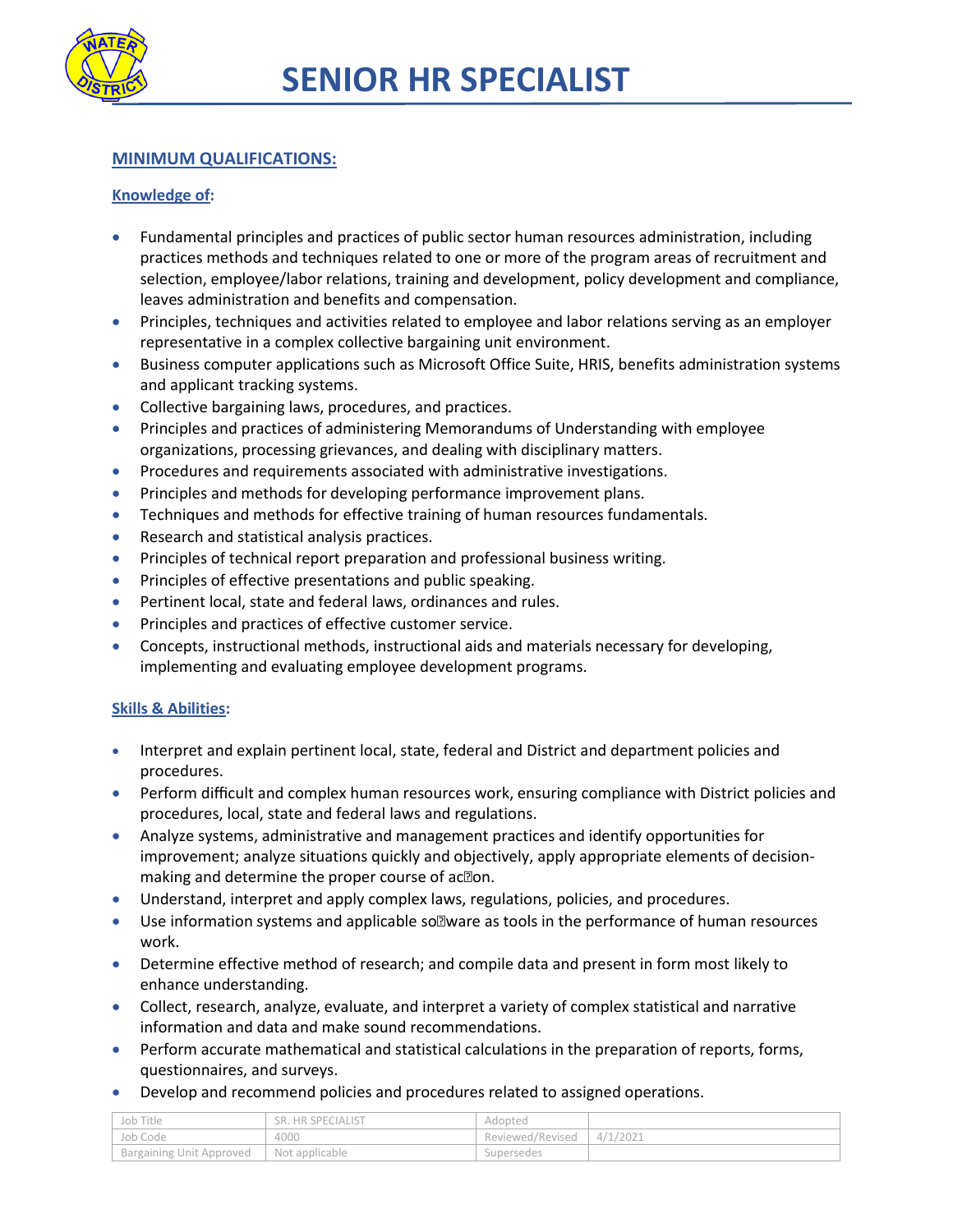# SENIOR HR SPECIALIST

## MINIMUM QUALIFICATIONS:

### Knowledge of:

- Fundamental principles and practices of public sector human resources administration, including practices methods and techniques related to one or more of the program areas of recruitment and selection, employee/labor relations, training and development, policy development and compliance, leaves administration and benefits and compensation.
- Principles, techniques and activities related to employee and labor relations serving as an employer representative in a complex collective bargaining unit environment.
- Business computer applications such as Microsoft Office Suite, HRIS, benefits administration systems and applicant tracking systems.
- Collective bargaining laws, procedures, and practices.
- Principles and practices of administering Memorandums of Understanding with employee organizations, processing grievances, and dealing with disciplinary matters.
- Procedures and requirements associated with administrative investigations.
- Principles and methods for developing performance improvement plans.
- Techniques and methods for effective training of human resources fundamentals.
- Research and statistical analysis practices.
- Principles of technical report preparation and professional business writing.
- Principles of effective presentations and public speaking.
- Pertinent local, state and federal laws, ordinances and rules.
- Principles and practices of effective customer service.
- Concepts, instructional methods, instructional aids and materials necessary for developing, implementing and evaluating employee development programs.

### Skills & Abilities:

- Interpret and explain pertinent local, state, federal and District and department policies and procedures.
- Perform difficult and complex human resources work, ensuring compliance with District policies and procedures, local, state and federal laws and regulations.
- Analyze systems, administrative and management practices and identify opportunities for improvement; analyze situations quickly and objectively, apply appropriate elements of decision-making and determine the proper course of action.
- Understand, interpret and apply complex laws, regulations, policies, and procedures.
- Use information systems and applicable software as tools in the performance of human resources work.
- Determine effective method of research; and compile data and present in form most likely to enhance understanding.
- Collect, research, analyze, evaluate, and interpret a variety of complex statistical and narrative information and data and make sound recommendations.
- Perform accurate mathematical and statistical calculations in the preparation of reports, forms, questionnaires, and surveys.
- Develop and recommend policies and procedures related to assigned operations.

| Job Title | SR. HR SPECIALIST | Adopted | |
|---|---|---|---|
| Job Code | 4000 | Reviewed/Revised | 4/1/2021 |
| Bargaining Unit Approved | Not applicable | Supersedes | |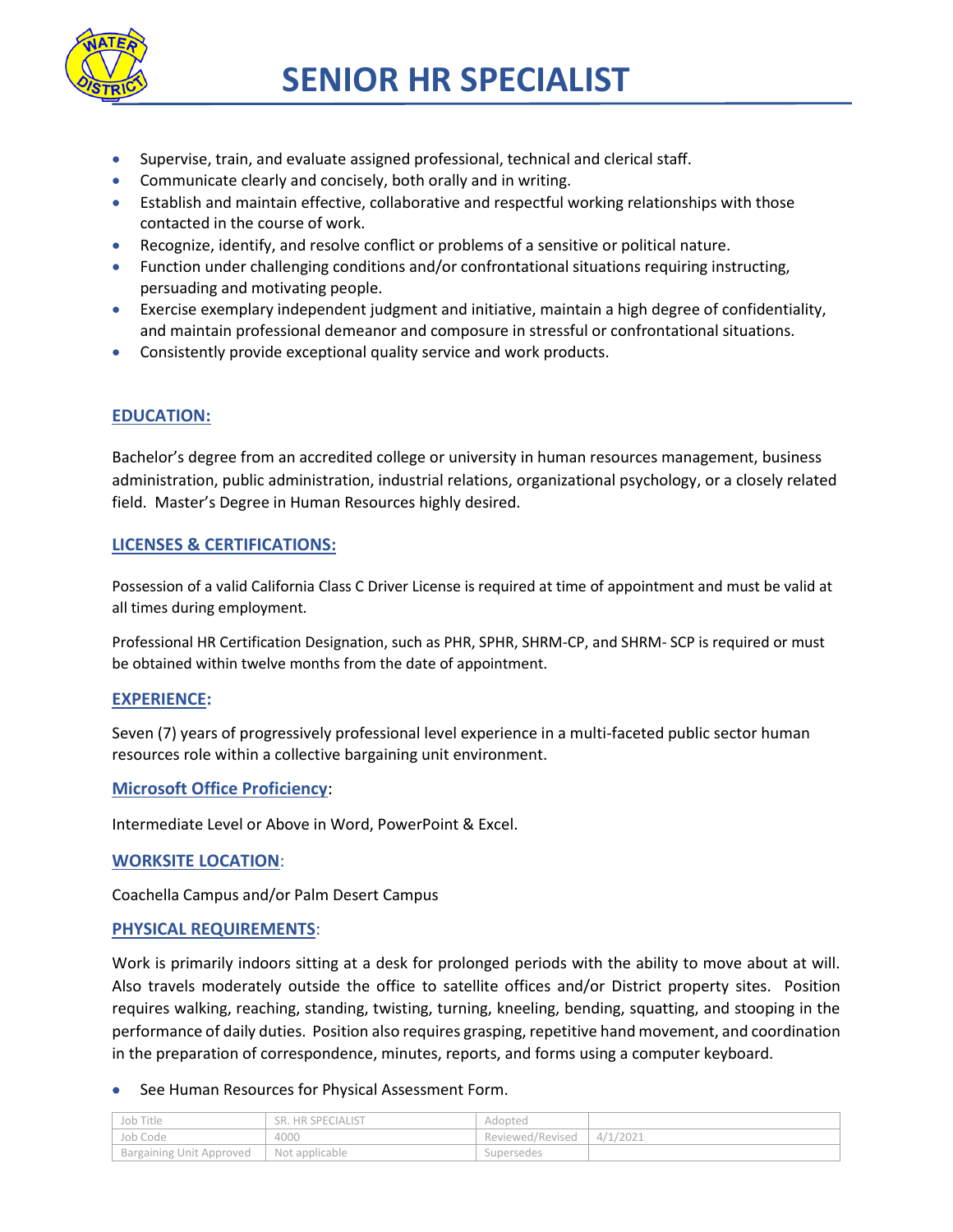# SENIOR HR SPECIALIST

- Supervise, train, and evaluate assigned professional, technical and clerical staff.
- Communicate clearly and concisely, both orally and in writing.
- Establish and maintain effective, collaborative and respectful working relationships with those contacted in the course of work.
- Recognize, identify, and resolve conflict or problems of a sensitive or political nature.
- Function under challenging conditions and/or confrontational situations requiring instructing, persuading and motivating people.
- Exercise exemplary independent judgment and initiative, maintain a high degree of confidentiality, and maintain professional demeanor and composure in stressful or confrontational situations.
- Consistently provide exceptional quality service and work products.

## EDUCATION:

Bachelor's degree from an accredited college or university in human resources management, business administration, public administration, industrial relations, organizational psychology, or a closely related field. Master's Degree in Human Resources highly desired.

## LICENSES & CERTIFICATIONS:

Possession of a valid California Class C Driver License is required at time of appointment and must be valid at all times during employment.

Professional HR Certification Designation, such as PHR, SPHR, SHRM-CP, and SHRM- SCP is required or must be obtained within twelve months from the date of appointment.

## EXPERIENCE:

Seven (7) years of progressively professional level experience in a multi-faceted public sector human resources role within a collective bargaining unit environment.

## Microsoft Office Proficiency:

Intermediate Level or Above in Word, PowerPoint & Excel.

## WORKSITE LOCATION:

Coachella Campus and/or Palm Desert Campus

## PHYSICAL REQUIREMENTS:

Work is primarily indoors sitting at a desk for prolonged periods with the ability to move about at will. Also travels moderately outside the office to satellite offices and/or District property sites. Position requires walking, reaching, standing, twisting, turning, kneeling, bending, squatting, and stooping in the performance of daily duties. Position also requires grasping, repetitive hand movement, and coordination in the preparation of correspondence, minutes, reports, and forms using a computer keyboard.

- See Human Resources for Physical Assessment Form.

| Job Title | SR. HR SPECIALIST | Adopted | |
|---|---|---|---|
| Job Code | 4000 | Reviewed/Revised | 4/1/2021 |
| Bargaining Unit Approved | Not applicable | Supersedes | |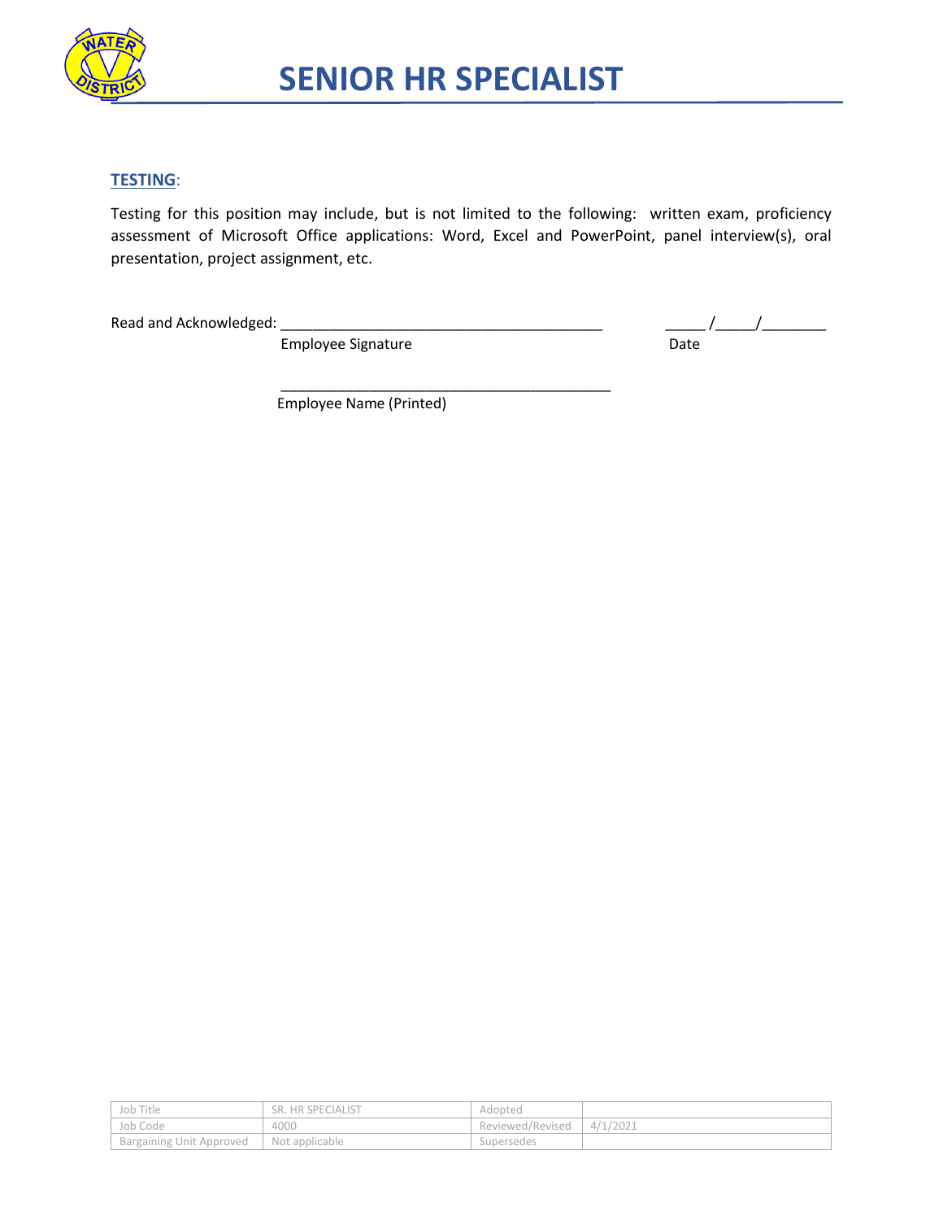## TESTING:

Testing for this position may include, but is not limited to the following: written exam, proficiency assessment of Microsoft Office applications: Word, Excel and PowerPoint, panel interview(s), oral presentation, project assignment, etc.

Read and Acknowledged: ________________________________________ _____/_____/________

Employee Signature Date

________________________________________

Employee Name (Printed)

| | | | |
|---|---|---|---|
| Job Title | SR. HR SPECIALIST | Adopted | |
| Job Code | 4000 | Reviewed/Revised | 4/1/2021 |
| Bargaining Unit Approved | Not applicable | Supersedes | |